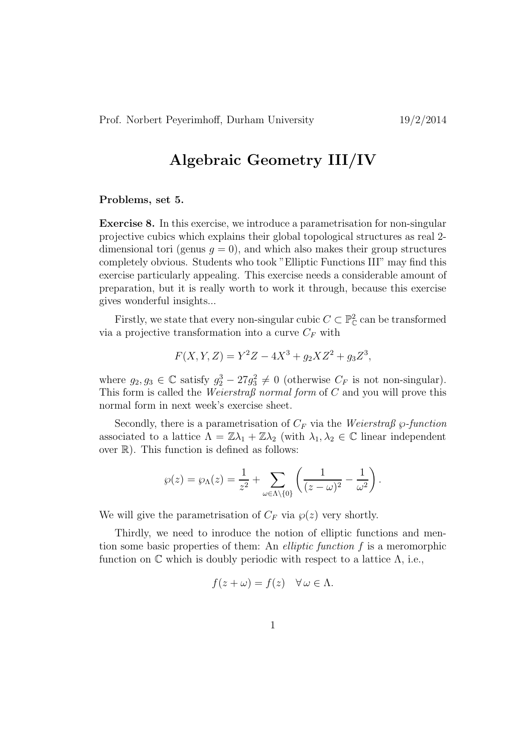# Algebraic Geometry III/IV

**Problems, set 5.**

**Exercise 8.** In this exercise, we introduce a parametrisation for non-singular projective cubics which explains their global topological structures as real 2-dimensional tori (genus $g = 0$), and which also makes their group structures completely obvious. Students who took "Elliptic Functions III" may find this exercise particularly appealing. This exercise needs a considerable amount of preparation, but it is really worth to work it through, because this exercise gives wonderful insights...

Firstly, we state that every non-singular cubic $C \subset \mathbb{P}^2_{\mathbb{C}}$ can be transformed via a projective transformation into a curve $C_F$ with

$$F(X, Y, Z) = Y^2 Z - 4X^3 + g_2 X Z^2 + g_3 Z^3,$$

where $g_2, g_3 \in \mathbb{C}$ satisfy $g_2^3 - 27g_3^2 \neq 0$ (otherwise $C_F$ is not non-singular). This form is called the *Weierstraß normal form* of $C$ and you will prove this normal form in next week's exercise sheet.

Secondly, there is a parametrisation of $C_F$ via the *Weierstraß $\wp$-function* associated to a lattice $\Lambda = \mathbb{Z}\lambda_1 + \mathbb{Z}\lambda_2$ (with $\lambda_1, \lambda_2 \in \mathbb{C}$ linear independent over $\mathbb{R}$). This function is defined as follows:

$$\wp(z) = \wp_\Lambda(z) = \frac{1}{z^2} + \sum_{\omega \in \Lambda \setminus \{0\}} \left( \frac{1}{(z - \omega)^2} - \frac{1}{\omega^2} \right).$$

We will give the parametrisation of $C_F$ via $\wp(z)$ very shortly.

Thirdly, we need to inroduce the notion of elliptic functions and mention some basic properties of them: An *elliptic function* $f$ is a meromorphic function on $\mathbb{C}$ which is doubly periodic with respect to a lattice $\Lambda$, i.e.,

$$f(z + \omega) = f(z) \quad \forall\, \omega \in \Lambda.$$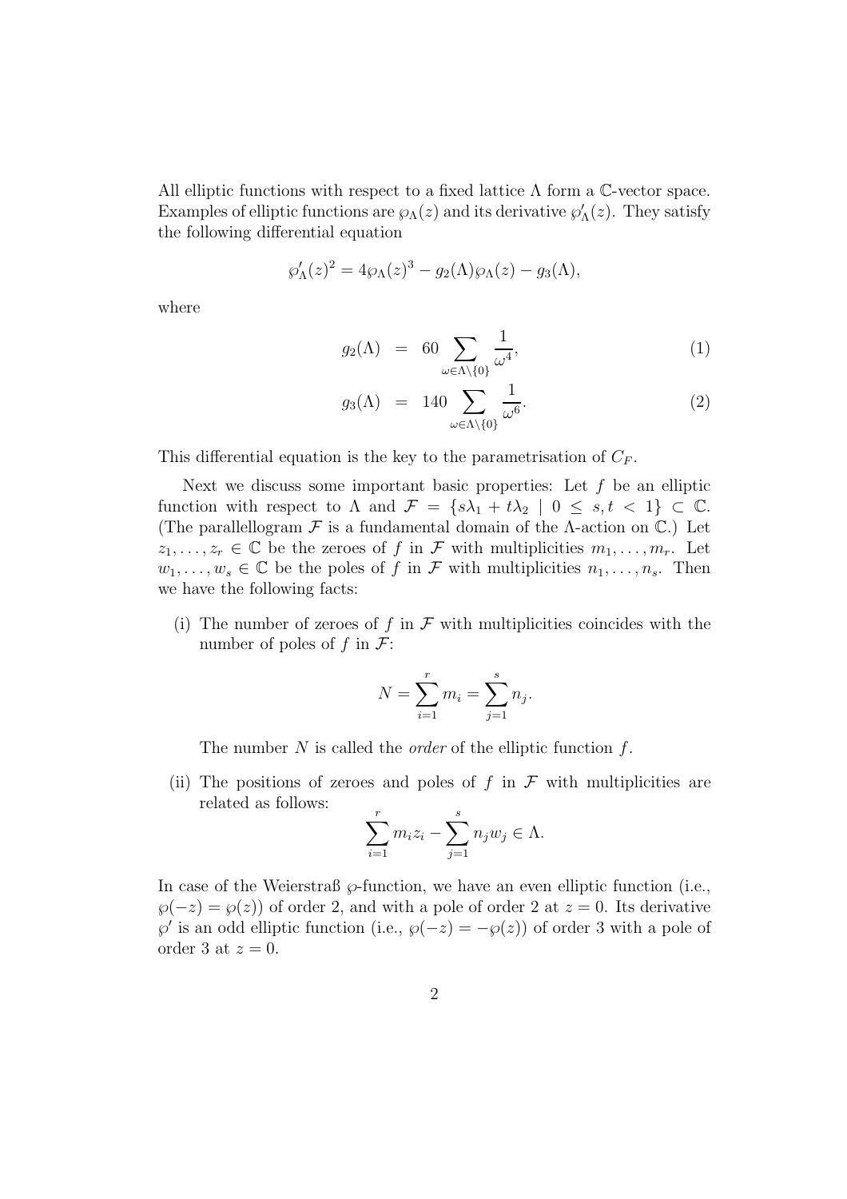All elliptic functions with respect to a fixed lattice $\Lambda$ form a $\mathbb{C}$-vector space. Examples of elliptic functions are $\wp_\Lambda(z)$ and its derivative $\wp'_\Lambda(z)$. They satisfy the following differential equation

$$\wp'_\Lambda(z)^2 = 4\wp_\Lambda(z)^3 - g_2(\Lambda)\wp_\Lambda(z) - g_3(\Lambda),$$

where

$$g_2(\Lambda) = 60 \sum_{\omega \in \Lambda \setminus \{0\}} \frac{1}{\omega^4}, \tag{1}$$

$$g_3(\Lambda) = 140 \sum_{\omega \in \Lambda \setminus \{0\}} \frac{1}{\omega^6}. \tag{2}$$

This differential equation is the key to the parametrisation of $C_F$.

Next we discuss some important basic properties: Let $f$ be an elliptic function with respect to $\Lambda$ and $\mathcal{F} = \{s\lambda_1 + t\lambda_2 \mid 0 \leq s, t < 1\} \subset \mathbb{C}$. (The parallellogram $\mathcal{F}$ is a fundamental domain of the $\Lambda$-action on $\mathbb{C}$.) Let $z_1, \ldots, z_r \in \mathbb{C}$ be the zeroes of $f$ in $\mathcal{F}$ with multiplicities $m_1, \ldots, m_r$. Let $w_1, \ldots, w_s \in \mathbb{C}$ be the poles of $f$ in $\mathcal{F}$ with multiplicities $n_1, \ldots, n_s$. Then we have the following facts:

(i) The number of zeroes of $f$ in $\mathcal{F}$ with multiplicities coincides with the number of poles of $f$ in $\mathcal{F}$:

$$N = \sum_{i=1}^{r} m_i = \sum_{j=1}^{s} n_j.$$

The number $N$ is called the *order* of the elliptic function $f$.

(ii) The positions of zeroes and poles of $f$ in $\mathcal{F}$ with multiplicities are related as follows:

$$\sum_{i=1}^{r} m_i z_i - \sum_{j=1}^{s} n_j w_j \in \Lambda.$$

In case of the Weierstraß $\wp$-function, we have an even elliptic function (i.e., $\wp(-z) = \wp(z)$) of order 2, and with a pole of order 2 at $z = 0$. Its derivative $\wp'$ is an odd elliptic function (i.e., $\wp(-z) = -\wp(z)$) of order 3 with a pole of order 3 at $z = 0$.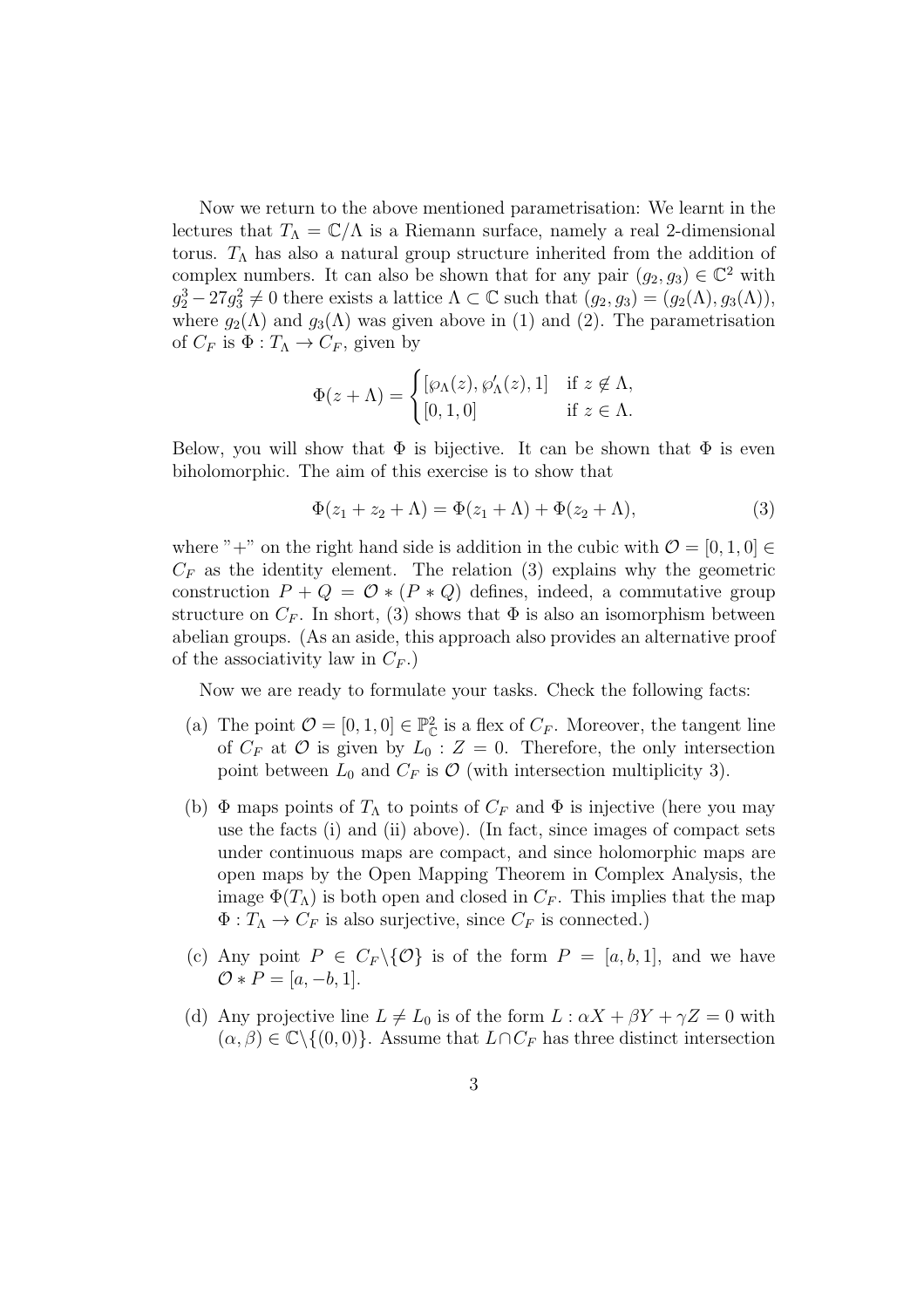Now we return to the above mentioned parametrisation: We learnt in the lectures that $T_\Lambda = \mathbb{C}/\Lambda$ is a Riemann surface, namely a real 2-dimensional torus. $T_\Lambda$ has also a natural group structure inherited from the addition of complex numbers. It can also be shown that for any pair $(g_2, g_3) \in \mathbb{C}^2$ with $g_2^3 - 27g_3^2 \neq 0$ there exists a lattice $\Lambda \subset \mathbb{C}$ such that $(g_2, g_3) = (g_2(\Lambda), g_3(\Lambda))$, where $g_2(\Lambda)$ and $g_3(\Lambda)$ was given above in (1) and (2). The parametrisation of $C_F$ is $\Phi : T_\Lambda \to C_F$, given by

$$\Phi(z + \Lambda) = \begin{cases} [\wp_\Lambda(z), \wp'_\Lambda(z), 1] & \text{if } z \notin \Lambda, \\ [0, 1, 0] & \text{if } z \in \Lambda. \end{cases}$$

Below, you will show that $\Phi$ is bijective. It can be shown that $\Phi$ is even biholomorphic. The aim of this exercise is to show that

$$\Phi(z_1 + z_2 + \Lambda) = \Phi(z_1 + \Lambda) + \Phi(z_2 + \Lambda), \tag{3}$$

where "+" on the right hand side is addition in the cubic with $\mathcal{O} = [0, 1, 0] \in C_F$ as the identity element. The relation (3) explains why the geometric construction $P + Q = \mathcal{O} * (P * Q)$ defines, indeed, a commutative group structure on $C_F$. In short, (3) shows that $\Phi$ is also an isomorphism between abelian groups. (As an aside, this approach also provides an alternative proof of the associativity law in $C_F$.)

Now we are ready to formulate your tasks. Check the following facts:

(a) The point $\mathcal{O} = [0, 1, 0] \in \mathbb{P}^2_\mathbb{C}$ is a flex of $C_F$. Moreover, the tangent line of $C_F$ at $\mathcal{O}$ is given by $L_0 : Z = 0$. Therefore, the only intersection point between $L_0$ and $C_F$ is $\mathcal{O}$ (with intersection multiplicity 3).

(b) $\Phi$ maps points of $T_\Lambda$ to points of $C_F$ and $\Phi$ is injective (here you may use the facts (i) and (ii) above). (In fact, since images of compact sets under continuous maps are compact, and since holomorphic maps are open maps by the Open Mapping Theorem in Complex Analysis, the image $\Phi(T_\Lambda)$ is both open and closed in $C_F$. This implies that the map $\Phi : T_\Lambda \to C_F$ is also surjective, since $C_F$ is connected.)

(c) Any point $P \in C_F \backslash \{\mathcal{O}\}$ is of the form $P = [a, b, 1]$, and we have $\mathcal{O} * P = [a, -b, 1]$.

(d) Any projective line $L \neq L_0$ is of the form $L : \alpha X + \beta Y + \gamma Z = 0$ with $(\alpha, \beta) \in \mathbb{C} \backslash \{(0, 0)\}$. Assume that $L \cap C_F$ has three distinct intersection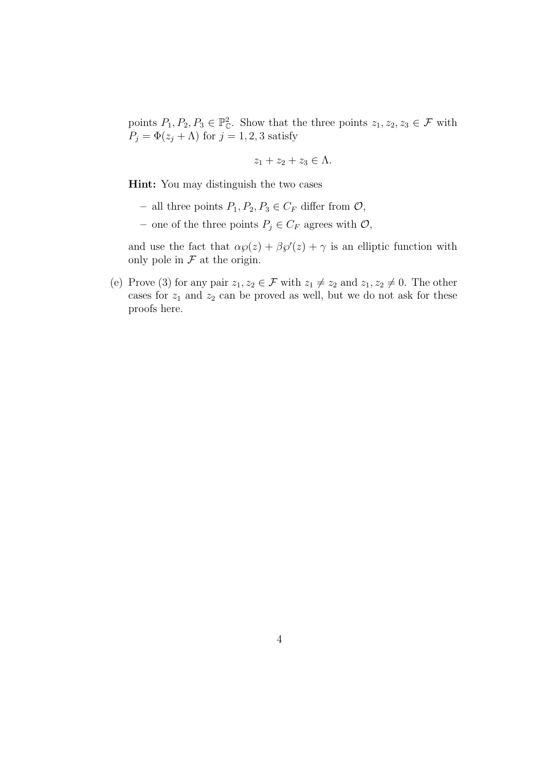points $P_1, P_2, P_3 \in \mathbb{P}^2_{\mathbb{C}}$. Show that the three points $z_1, z_2, z_3 \in \mathcal{F}$ with $P_j = \Phi(z_j + \Lambda)$ for $j = 1, 2, 3$ satisfy

$$z_1 + z_2 + z_3 \in \Lambda.$$

**Hint:** You may distinguish the two cases

– all three points $P_1, P_2, P_3 \in C_F$ differ from $\mathcal{O}$,

– one of the three points $P_j \in C_F$ agrees with $\mathcal{O}$,

and use the fact that $\alpha\wp(z) + \beta\wp'(z) + \gamma$ is an elliptic function with only pole in $\mathcal{F}$ at the origin.

(e) Prove (3) for any pair $z_1, z_2 \in \mathcal{F}$ with $z_1 \neq z_2$ and $z_1, z_2 \neq 0$. The other cases for $z_1$ and $z_2$ can be proved as well, but we do not ask for these proofs here.